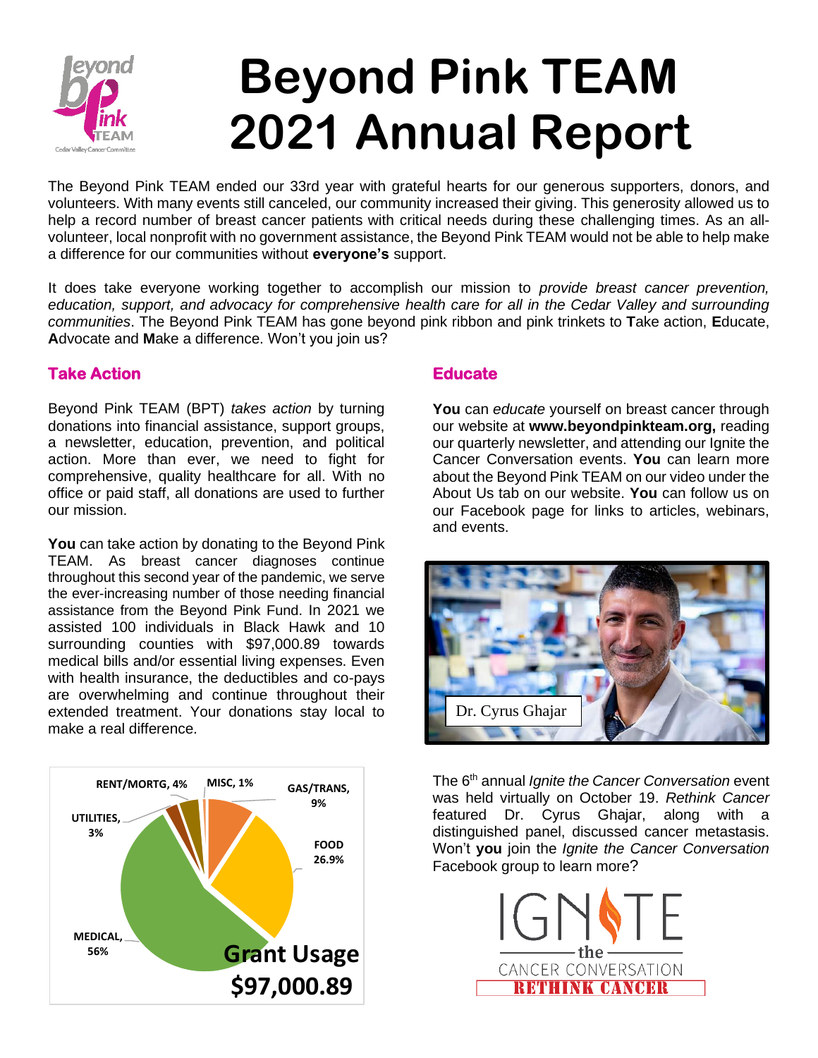# Beyond Pink TEAM 2021 Annual Report

The Beyond Pink TEAM ended our 33rd year with grateful hearts for our generous supporters, donors, and volunteers. With many events still canceled, our community increased their giving. This generosity allowed us to help a record number of breast cancer patients with critical needs during these challenging times. As an all-volunteer, local nonprofit with no government assistance, the Beyond Pink TEAM would not be able to help make a difference for our communities without **everyone's** support.

It does take everyone working together to accomplish our mission to *provide breast cancer prevention, education, support, and advocacy for comprehensive health care for all in the Cedar Valley and surrounding communities*. The Beyond Pink TEAM has gone beyond pink ribbon and pink trinkets to **T**ake action, **E**ducate, **A**dvocate and **M**ake a difference. Won't you join us?

## Take Action

Beyond Pink TEAM (BPT) *takes action* by turning donations into financial assistance, support groups, a newsletter, education, prevention, and political action. More than ever, we need to fight for comprehensive, quality healthcare for all. With no office or paid staff, all donations are used to further our mission.

**You** can take action by donating to the Beyond Pink TEAM. As breast cancer diagnoses continue throughout this second year of the pandemic, we serve the ever-increasing number of those needing financial assistance from the Beyond Pink Fund. In 2021 we assisted 100 individuals in Black Hawk and 10 surrounding counties with $97,000.89 towards medical bills and/or essential living expenses. Even with health insurance, the deductibles and co-pays are overwhelming and continue throughout their extended treatment. Your donations stay local to make a real difference.

**Grant Usage $97,000.89**

| Category | Percentage |
| --- | --- |
| MEDICAL | 56% |
| FOOD | 26.9% |
| GAS/TRANS | 9% |
| RENT/MORTG | 4% |
| UTILITIES | 3% |
| MISC | 1% |

## Educate

**You** can *educate* yourself on breast cancer through our website at **www.beyondpinkteam.org,** reading our quarterly newsletter, and attending our Ignite the Cancer Conversation events. **You** can learn more about the Beyond Pink TEAM on our video under the About Us tab on our website. **You** can follow us on our Facebook page for links to articles, webinars, and events.

Dr. Cyrus Ghajar

The 6th annual *Ignite the Cancer Conversation* event was held virtually on October 19. *Rethink Cancer* featured Dr. Cyrus Ghajar, along with a distinguished panel, discussed cancer metastasis. Won't **you** join the *Ignite the Cancer Conversation* Facebook group to learn more?

IGNITE the CANCER CONVERSATION
RETHINK CANCER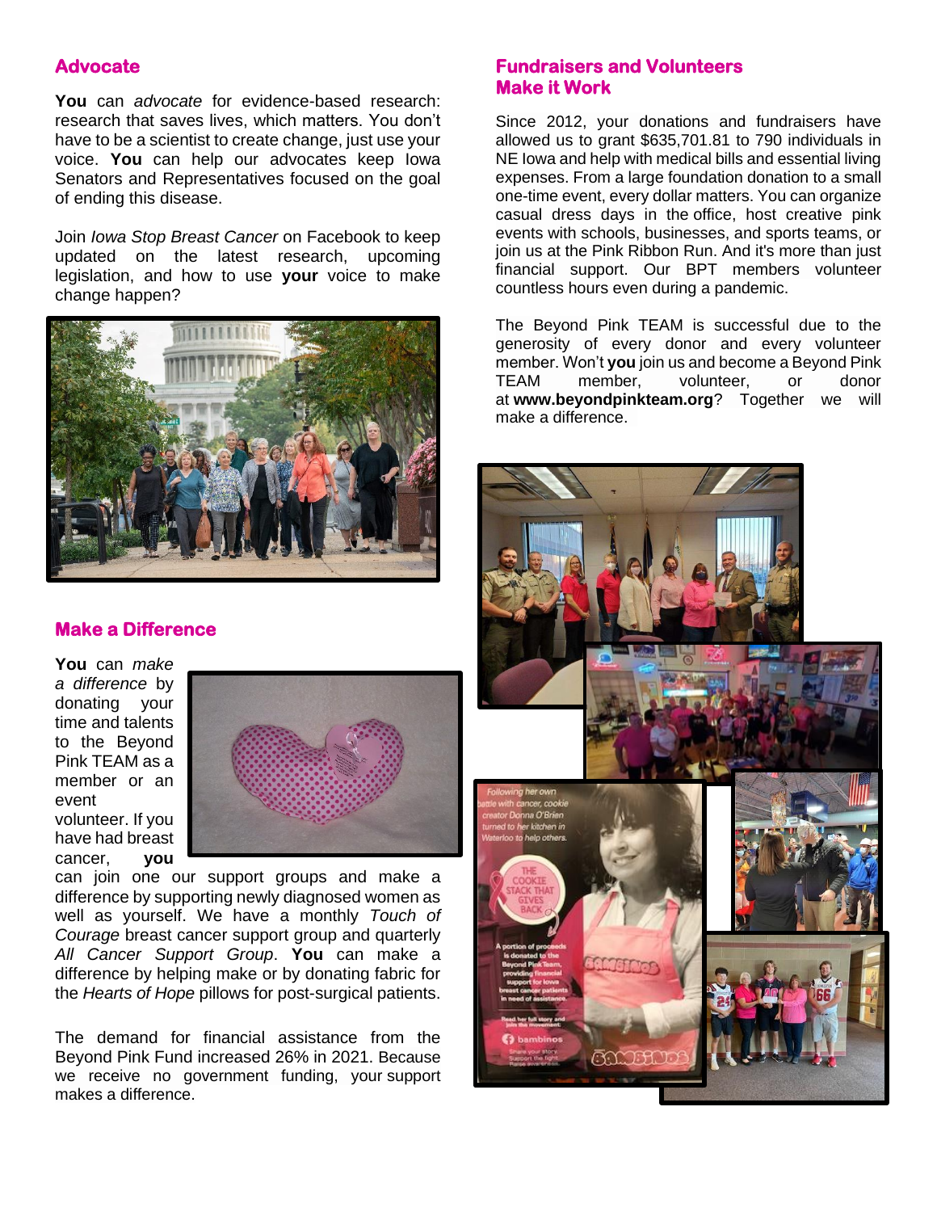## Advocate

**You** can *advocate* for evidence-based research: research that saves lives, which matters. You don't have to be a scientist to create change, just use your voice. **You** can help our advocates keep Iowa Senators and Representatives focused on the goal of ending this disease.

Join *Iowa Stop Breast Cancer* on Facebook to keep updated on the latest research, upcoming legislation, and how to use **your** voice to make change happen?

## Make a Difference

**You** can *make a difference* by donating your time and talents to the Beyond Pink TEAM as a member or an event volunteer. If you have had breast cancer, **you** can join one our support groups and make a difference by supporting newly diagnosed women as well as yourself. We have a monthly *Touch of Courage* breast cancer support group and quarterly *All Cancer Support Group*. **You** can make a difference by helping make or by donating fabric for the *Hearts of Hope* pillows for post-surgical patients.

The demand for financial assistance from the Beyond Pink Fund increased 26% in 2021. Because we receive no government funding, your support makes a difference.

## Fundraisers and Volunteers Make it Work

Since 2012, your donations and fundraisers have allowed us to grant $635,701.81 to 790 individuals in NE Iowa and help with medical bills and essential living expenses. From a large foundation donation to a small one-time event, every dollar matters. You can organize casual dress days in the office, host creative pink events with schools, businesses, and sports teams, or join us at the Pink Ribbon Run. And it's more than just financial support. Our BPT members volunteer countless hours even during a pandemic.

The Beyond Pink TEAM is successful due to the generosity of every donor and every volunteer member. Won't **you** join us and become a Beyond Pink TEAM member, volunteer, or donor at **www.beyondpinkteam.org**? Together we will make a difference.